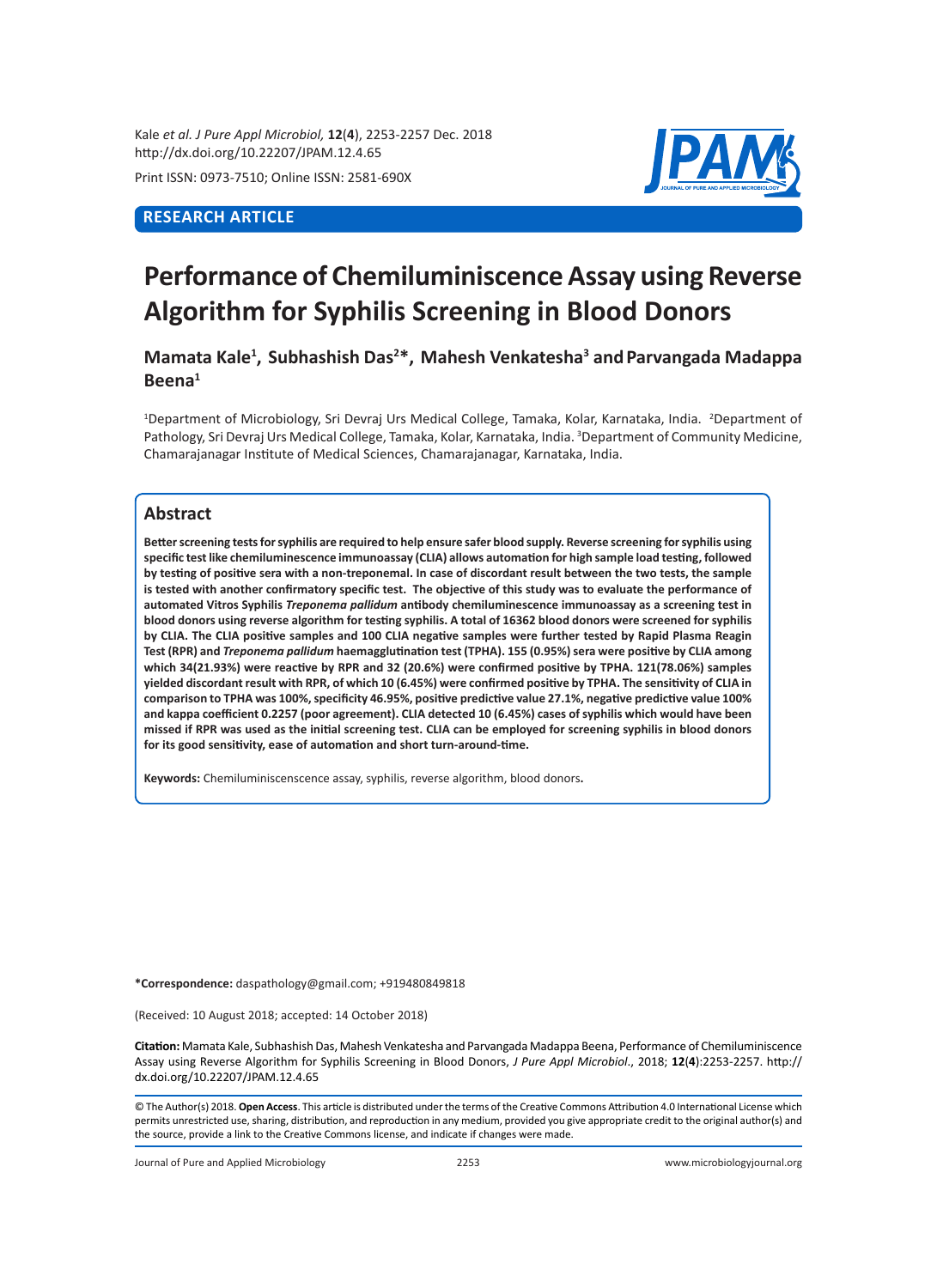RESEARCH ARTICLE

# Performance of Chemiluminiscence Assay using Reverse Algorithm for Syphilis Screening in Blood Donors

**Mamata Kale[1], Subhashish Das[2]*, Mahesh Venkatesha[3] and Parvangada Madappa Beena[1]**

[1]Department of Microbiology, Sri Devraj Urs Medical College, Tamaka, Kolar, Karnataka, India. [2]Department of Pathology, Sri Devraj Urs Medical College, Tamaka, Kolar, Karnataka, India. [3]Department of Community Medicine, Chamarajanagar Institute of Medical Sciences, Chamarajanagar, Karnataka, India.

## Abstract

**Better screening tests for syphilis are required to help ensure safer blood supply. Reverse screening for syphilis using specific test like chemiluminescence immunoassay (CLIA) allows automation for high sample load testing, followed by testing of positive sera with a non-treponemal. In case of discordant result between the two tests, the sample is tested with another confirmatory specific test. The objective of this study was to evaluate the performance of automated Vitros Syphilis *Treponema pallidum* antibody chemiluminescence immunoassay as a screening test in blood donors using reverse algorithm for testing syphilis. A total of 16362 blood donors were screened for syphilis by CLIA. The CLIA positive samples and 100 CLIA negative samples were further tested by Rapid Plasma Reagin Test (RPR) and *Treponema pallidum* haemagglutination test (TPHA). 155 (0.95%) sera were positive by CLIA among which 34(21.93%) were reactive by RPR and 32 (20.6%) were confirmed positive by TPHA. 121(78.06%) samples yielded discordant result with RPR, of which 10 (6.45%) were confirmed positive by TPHA. The sensitivity of CLIA in comparison to TPHA was 100%, specificity 46.95%, positive predictive value 27.1%, negative predictive value 100% and kappa coefficient 0.2257 (poor agreement). CLIA detected 10 (6.45%) cases of syphilis which would have been missed if RPR was used as the initial screening test. CLIA can be employed for screening syphilis in blood donors for its good sensitivity, ease of automation and short turn-around-time.**

**Keywords:** Chemiluminiscenscence assay, syphilis, reverse algorithm, blood donors**.**

***Correspondence:** daspathology@gmail.com; +919480849818

(Received: 10 August 2018; accepted: 14 October 2018)

**Citation:** Mamata Kale, Subhashish Das, Mahesh Venkatesha and Parvangada Madappa Beena, Performance of Chemiluminiscence Assay using Reverse Algorithm for Syphilis Screening in Blood Donors, *J Pure Appl Microbiol*., 2018; **12**(**4**):2253-2257. http://dx.doi.org/10.22207/JPAM.12.4.65

© The Author(s) 2018. **Open Access**. This article is distributed under the terms of the Creative Commons Attribution 4.0 International License which permits unrestricted use, sharing, distribution, and reproduction in any medium, provided you give appropriate credit to the original author(s) and the source, provide a link to the Creative Commons license, and indicate if changes were made.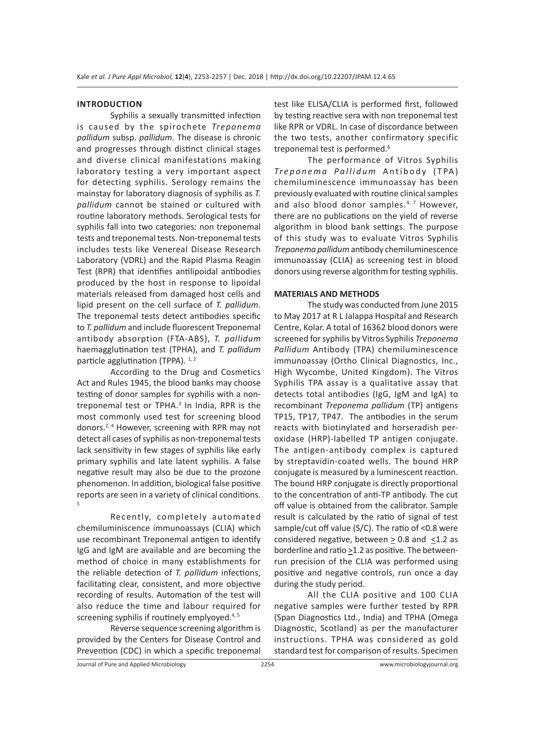## INTRODUCTION

Syphilis a sexually transmitted infection is caused by the spirochete *Treponema pallidum* subsp. *pallidum*. The disease is chronic and progresses through distinct clinical stages and diverse clinical manifestations making laboratory testing a very important aspect for detecting syphilis. Serology remains the mainstay for laboratory diagnosis of syphilis as *T. pallidum* cannot be stained or cultured with routine laboratory methods. Serological tests for syphilis fall into two categories: non treponemal tests and treponemal tests. Non-treponemal tests includes tests like Venereal Disease Research Laboratory (VDRL) and the Rapid Plasma Reagin Test (RPR) that identifies antilipoidal antibodies produced by the host in response to lipoidal materials released from damaged host cells and lipid present on the cell surface of *T. pallidum*. The treponemal tests detect antibodies specific to *T. pallidum* and include fluorescent Treponemal antibody absorption (FTA-ABS), *T. pallidum* haemagglutination test (TPHA), and *T. pallidum* particle agglutination (TPPA). [1, 2]

According to the Drug and Cosmetics Act and Rules 1945, the blood banks may choose testing of donor samples for syphilis with a non-treponemal test or TPHA.[3] In India, RPR is the most commonly used test for screening blood donors.[2, 4] However, screening with RPR may not detect all cases of syphilis as non-treponemal tests lack sensitivity in few stages of syphilis like early primary syphilis and late latent syphilis. A false negative result may also be due to the prozone phenomenon. In addition, biological false positive reports are seen in a variety of clinical conditions.[5]

Recently, completely automated chemiluminiscence immunoassays (CLIA) which use recombinant Treponemal antigen to identify IgG and IgM are available and are becoming the method of choice in many establishments for the reliable detection of *T. pallidum* infections, facilitating clear, consistent, and more objective recording of results. Automation of the test will also reduce the time and labour required for screening syphilis if routinely emplyoyed.[4, 5]

Reverse sequence screening algorithm is provided by the Centers for Disease Control and Prevention (CDC) in which a specific treponemal test like ELISA/CLIA is performed first, followed by testing reactive sera with non treponemal test like RPR or VDRL. In case of discordance between the two tests, another confirmatory specific treponemal test is performed.[6]

The performance of Vitros Syphilis *Treponema Pallidum* Antibody (TPA) chemiluminescence immunoassay has been previously evaluated with routine clinical samples and also blood donor samples.[4, 7] However, there are no publications on the yield of reverse algorithm in blood bank settings. The purpose of this study was to evaluate Vitros Syphilis *Treponema pallidum* antibody chemiluminescence immunoassay (CLIA) as screening test in blood donors using reverse algorithm for testing syphilis.

## MATERIALS AND METHODS

The study was conducted from June 2015 to May 2017 at R L Jalappa Hospital and Research Centre, Kolar. A total of 16362 blood donors were screened for syphilis by Vitros Syphilis *Treponema Pallidum* Antibody (TPA) chemiluminescence immunoassay (Ortho Clinical Diagnostics, Inc., High Wycombe, United Kingdom). The Vitros Syphilis TPA assay is a qualitative assay that detects total antibodies (IgG, IgM and IgA) to recombinant *Treponema pallidum* (TP) antigens TP15, TP17, TP47. The antibodies in the serum reacts with biotinylated and horseradish peroxidase (HRP)-labelled TP antigen conjugate. The antigen-antibody complex is captured by streptavidin-coated wells. The bound HRP conjugate is measured by a luminescent reaction. The bound HRP conjugate is directly proportional to the concentration of anti-TP antibody. The cut off value is obtained from the calibrator. Sample result is calculated by the ratio of signal of test sample/cut off value (S/C). The ratio of <0.8 were considered negative, between $\geq$ 0.8 and $\leq$1.2 as borderline and ratio $\geq$1.2 as positive. The between-run precision of the CLIA was performed using positive and negative controls, run once a day during the study period.

All the CLIA positive and 100 CLIA negative samples were further tested by RPR (Span Diagnostics Ltd., India) and TPHA (Omega Diagnostic, Scotland) as per the manufacturer instructions. TPHA was considered as gold standard test for comparison of results. Specimen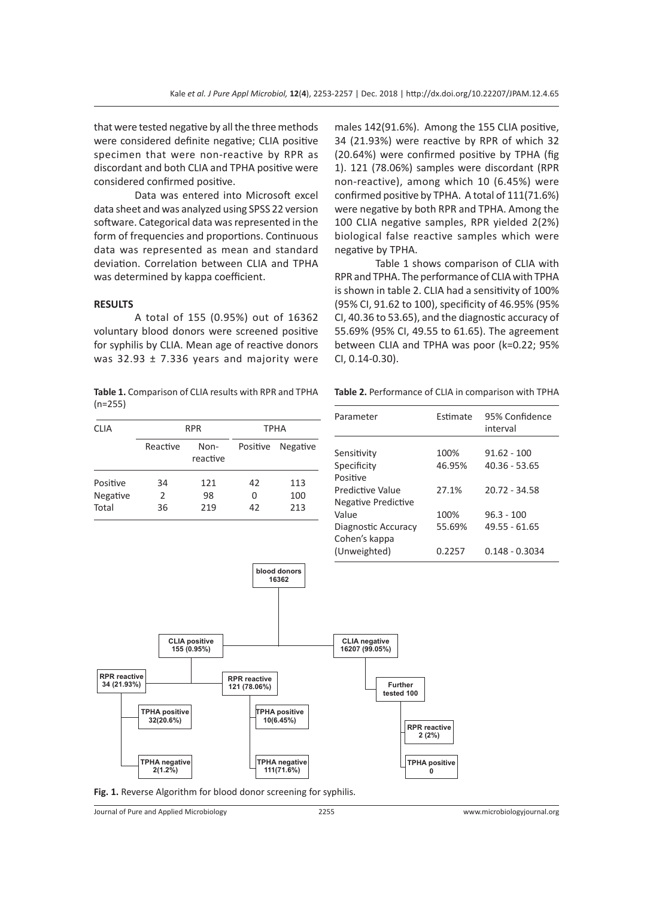that were tested negative by all the three methods were considered definite negative; CLIA positive specimen that were non-reactive by RPR as discordant and both CLIA and TPHA positive were considered confirmed positive.

Data was entered into Microsoft excel data sheet and was analyzed using SPSS 22 version software. Categorical data was represented in the form of frequencies and proportions. Continuous data was represented as mean and standard deviation. Correlation between CLIA and TPHA was determined by kappa coefficient.

## RESULTS

A total of 155 (0.95%) out of 16362 voluntary blood donors were screened positive for syphilis by CLIA. Mean age of reactive donors was 32.93 ± 7.336 years and majority were males 142(91.6%). Among the 155 CLIA positive, 34 (21.93%) were reactive by RPR of which 32 (20.64%) were confirmed positive by TPHA (fig 1). 121 (78.06%) samples were discordant (RPR non-reactive), among which 10 (6.45%) were confirmed positive by TPHA. A total of 111(71.6%) were negative by both RPR and TPHA. Among the 100 CLIA negative samples, RPR yielded 2(2%) biological false reactive samples which were negative by TPHA.

Table 1 shows comparison of CLIA with RPR and TPHA. The performance of CLIA with TPHA is shown in table 2. CLIA had a sensitivity of 100% (95% CI, 91.62 to 100), specificity of 46.95% (95% CI, 40.36 to 53.65), and the diagnostic accuracy of 55.69% (95% CI, 49.55 to 61.65). The agreement between CLIA and TPHA was poor (k=0.22; 95% CI, 0.14-0.30).

**Table 1.** Comparison of CLIA results with RPR and TPHA (n=255)

| CLIA | RPR | | TPHA | |
|---|---|---|---|---|
| | Reactive | Non-reactive | Positive | Negative |
| Positive | 34 | 121 | 42 | 113 |
| Negative | 2 | 98 | 0 | 100 |
| Total | 36 | 219 | 42 | 213 |

**Table 2.** Performance of CLIA in comparison with TPHA

| Parameter | Estimate | 95% Confidence interval |
|---|---|---|
| Sensitivity | 100% | 91.62 - 100 |
| Specificity | 46.95% | 40.36 - 53.65 |
| Positive Predictive Value | 27.1% | 20.72 - 34.58 |
| Negative Predictive Value | 100% | 96.3 - 100 |
| Diagnostic Accuracy | 55.69% | 49.55 - 61.65 |
| Cohen's kappa (Unweighted) | 0.2257 | 0.148 - 0.3034 |

blood donors 16362

CLIA positive 155 (0.95%)

CLIA negative 16207 (99.05%)

RPR reactive 34 (21.93%)

RPR reactive 121 (78.06%)

Further tested 100

TPHA positive 32(20.6%)

TPHA negative 2(1.2%)

TPHA positive 10(6.45%)

TPHA negative 111(71.6%)

RPR reactive 2 (2%)

TPHA positive 0

**Fig. 1.** Reverse Algorithm for blood donor screening for syphilis.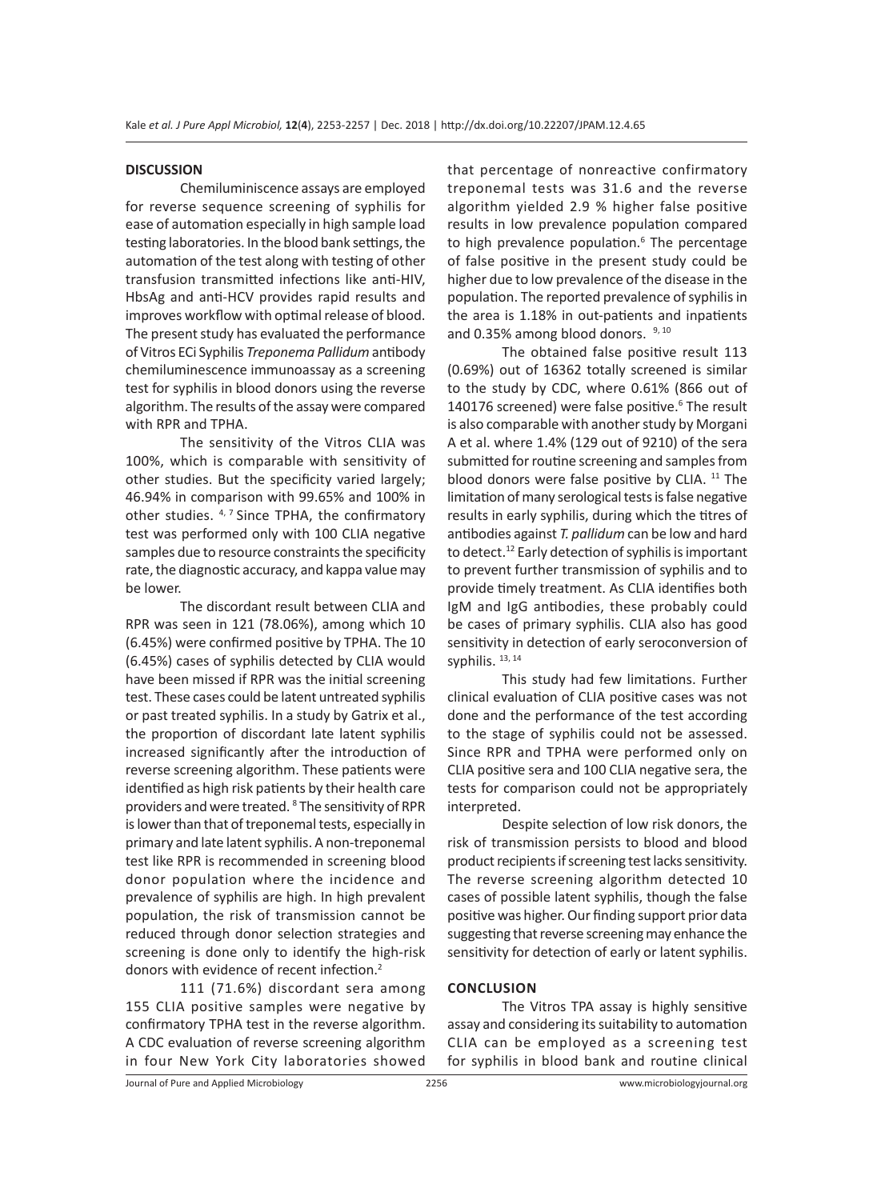## DISCUSSION

Chemiluminiscence assays are employed for reverse sequence screening of syphilis for ease of automation especially in high sample load testing laboratories. In the blood bank settings, the automation of the test along with testing of other transfusion transmitted infections like anti-HIV, HbsAg and anti-HCV provides rapid results and improves workflow with optimal release of blood. The present study has evaluated the performance of Vitros ECi Syphilis *Treponema Pallidum* antibody chemiluminescence immunoassay as a screening test for syphilis in blood donors using the reverse algorithm. The results of the assay were compared with RPR and TPHA.

The sensitivity of the Vitros CLIA was 100%, which is comparable with sensitivity of other studies. But the specificity varied largely; 46.94% in comparison with 99.65% and 100% in other studies. [4, 7] Since TPHA, the confirmatory test was performed only with 100 CLIA negative samples due to resource constraints the specificity rate, the diagnostic accuracy, and kappa value may be lower.

The discordant result between CLIA and RPR was seen in 121 (78.06%), among which 10 (6.45%) were confirmed positive by TPHA. The 10 (6.45%) cases of syphilis detected by CLIA would have been missed if RPR was the initial screening test. These cases could be latent untreated syphilis or past treated syphilis. In a study by Gatrix et al., the proportion of discordant late latent syphilis increased significantly after the introduction of reverse screening algorithm. These patients were identified as high risk patients by their health care providers and were treated. [8] The sensitivity of RPR is lower than that of treponemal tests, especially in primary and late latent syphilis. A non-treponemal test like RPR is recommended in screening blood donor population where the incidence and prevalence of syphilis are high. In high prevalent population, the risk of transmission cannot be reduced through donor selection strategies and screening is done only to identify the high-risk donors with evidence of recent infection.[2]

111 (71.6%) discordant sera among 155 CLIA positive samples were negative by confirmatory TPHA test in the reverse algorithm. A CDC evaluation of reverse screening algorithm in four New York City laboratories showed that percentage of nonreactive confirmatory treponemal tests was 31.6 and the reverse algorithm yielded 2.9 % higher false positive results in low prevalence population compared to high prevalence population.[6] The percentage of false positive in the present study could be higher due to low prevalence of the disease in the population. The reported prevalence of syphilis in the area is 1.18% in out-patients and inpatients and 0.35% among blood donors. [9, 10]

The obtained false positive result 113 (0.69%) out of 16362 totally screened is similar to the study by CDC, where 0.61% (866 out of 140176 screened) were false positive.[6] The result is also comparable with another study by Morgani A et al. where 1.4% (129 out of 9210) of the sera submitted for routine screening and samples from blood donors were false positive by CLIA. [11] The limitation of many serological tests is false negative results in early syphilis, during which the titres of antibodies against *T. pallidum* can be low and hard to detect.[12] Early detection of syphilis is important to prevent further transmission of syphilis and to provide timely treatment. As CLIA identifies both IgM and IgG antibodies, these probably could be cases of primary syphilis. CLIA also has good sensitivity in detection of early seroconversion of syphilis. [13, 14]

This study had few limitations. Further clinical evaluation of CLIA positive cases was not done and the performance of the test according to the stage of syphilis could not be assessed. Since RPR and TPHA were performed only on CLIA positive sera and 100 CLIA negative sera, the tests for comparison could not be appropriately interpreted.

Despite selection of low risk donors, the risk of transmission persists to blood and blood product recipients if screening test lacks sensitivity. The reverse screening algorithm detected 10 cases of possible latent syphilis, though the false positive was higher. Our finding support prior data suggesting that reverse screening may enhance the sensitivity for detection of early or latent syphilis.

## CONCLUSION

The Vitros TPA assay is highly sensitive assay and considering its suitability to automation CLIA can be employed as a screening test for syphilis in blood bank and routine clinical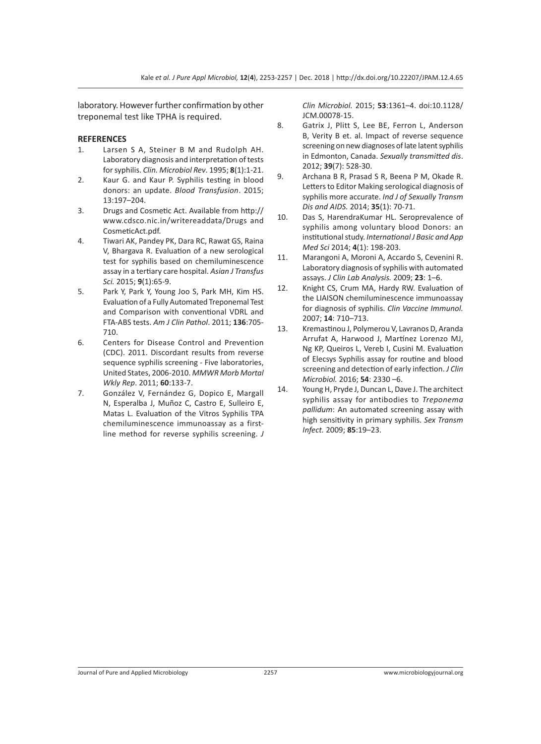laboratory. However further confirmation by other treponemal test like TPHA is required.

## REFERENCES

1. Larsen S A, Steiner B M and Rudolph AH. Laboratory diagnosis and interpretation of tests for syphilis. *Clin. Microbiol Rev*. 1995; **8**(1):1-21.
2. Kaur G. and Kaur P. Syphilis testing in blood donors: an update. *Blood Transfusion*. 2015; 13:197–204.
3. Drugs and Cosmetic Act. Available from http://www.cdsco.nic.in/writereaddata/Drugs and CosmeticAct.pdf.
4. Tiwari AK, Pandey PK, Dara RC, Rawat GS, Raina V, Bhargava R. Evaluation of a new serological test for syphilis based on chemiluminescence assay in a tertiary care hospital. *Asian J Transfus Sci.* 2015; **9**(1):65-9.
5. Park Y, Park Y, Young Joo S, Park MH, Kim HS. Evaluation of a Fully Automated Treponemal Test and Comparison with conventional VDRL and FTA-ABS tests. *Am J Clin Pathol*. 2011; **136**:705-710.
6. Centers for Disease Control and Prevention (CDC). 2011. Discordant results from reverse sequence syphilis screening - Five laboratories, United States, 2006-2010. *MMWR Morb Mortal Wkly Rep*. 2011; **60**:133-7.
7. González V, Fernández G, Dopico E, Margall N, Esperalba J, Muñoz C, Castro E, Sulleiro E, Matas L. Evaluation of the Vitros Syphilis TPA chemiluminescence immunoassay as a first-line method for reverse syphilis screening. *J Clin Microbiol.* 2015; **53**:1361–4. doi:10.1128/JCM.00078-15.
8. Gatrix J, Plitt S, Lee BE, Ferron L, Anderson B, Verity B et. al. Impact of reverse sequence screening on new diagnoses of late latent syphilis in Edmonton, Canada. *Sexually transmitted dis*. 2012; **39**(7): 528-30.
9. Archana B R, Prasad S R, Beena P M, Okade R. Letters to Editor Making serological diagnosis of syphilis more accurate. *Ind J of Sexually Transm Dis and AIDS.* 2014; **35**(1): 70-71.
10. Das S, HarendraKumar HL. Seroprevalence of syphilis among voluntary blood Donors: an institutional study. *International J Basic and App Med Sci* 2014; **4**(1): 198-203.
11. Marangoni A, Moroni A, Accardo S, Cevenini R. Laboratory diagnosis of syphilis with automated assays. *J Clin Lab Analysis.* 2009; **23**: 1–6.
12. Knight CS, Crum MA, Hardy RW. Evaluation of the LIAISON chemiluminescence immunoassay for diagnosis of syphilis. *Clin Vaccine Immunol.* 2007; **14**: 710–713.
13. Kremastinou J, Polymerou V, Lavranos D, Aranda Arrufat A, Harwood J, Martínez Lorenzo MJ, Ng KP, Queiros L, Vereb I, Cusini M. Evaluation of Elecsys Syphilis assay for routine and blood screening and detection of early infection. *J Clin Microbiol.* 2016; **54**: 2330 –6.
14. Young H, Pryde J, Duncan L, Dave J. The architect syphilis assay for antibodies to *Treponema pallidum*: An automated screening assay with high sensitivity in primary syphilis. *Sex Transm Infect.* 2009; **85**:19–23.